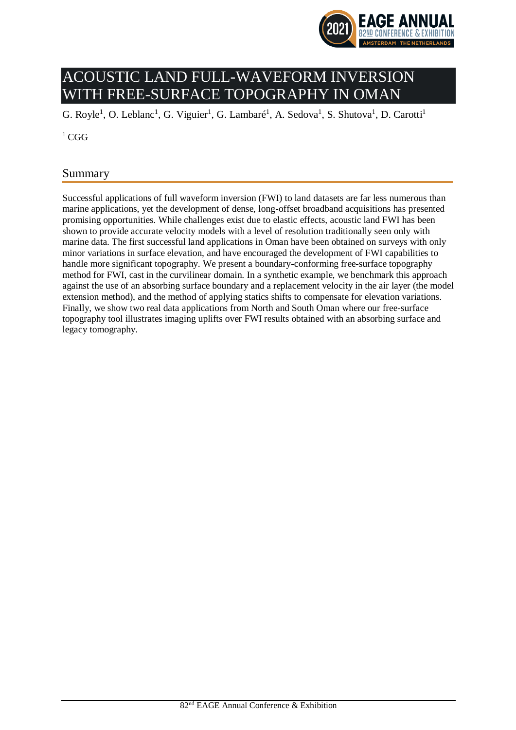# ACOUSTIC LAND FULL-WAVEFORM INVERSION WITH FREE-SURFACE TOPOGRAPHY IN OMAN

G. Royle[1], O. Leblanc[1], G. Viguier[1], G. Lambaré[1], A. Sedova[1], S. Shutova[1], D. Carotti[1]

[1] CGG

## Summary

Successful applications of full waveform inversion (FWI) to land datasets are far less numerous than marine applications, yet the development of dense, long-offset broadband acquisitions has presented promising opportunities. While challenges exist due to elastic effects, acoustic land FWI has been shown to provide accurate velocity models with a level of resolution traditionally seen only with marine data. The first successful land applications in Oman have been obtained on surveys with only minor variations in surface elevation, and have encouraged the development of FWI capabilities to handle more significant topography. We present a boundary-conforming free-surface topography method for FWI, cast in the curvilinear domain. In a synthetic example, we benchmark this approach against the use of an absorbing surface boundary and a replacement velocity in the air layer (the model extension method), and the method of applying statics shifts to compensate for elevation variations. Finally, we show two real data applications from North and South Oman where our free-surface topography tool illustrates imaging uplifts over FWI results obtained with an absorbing surface and legacy tomography.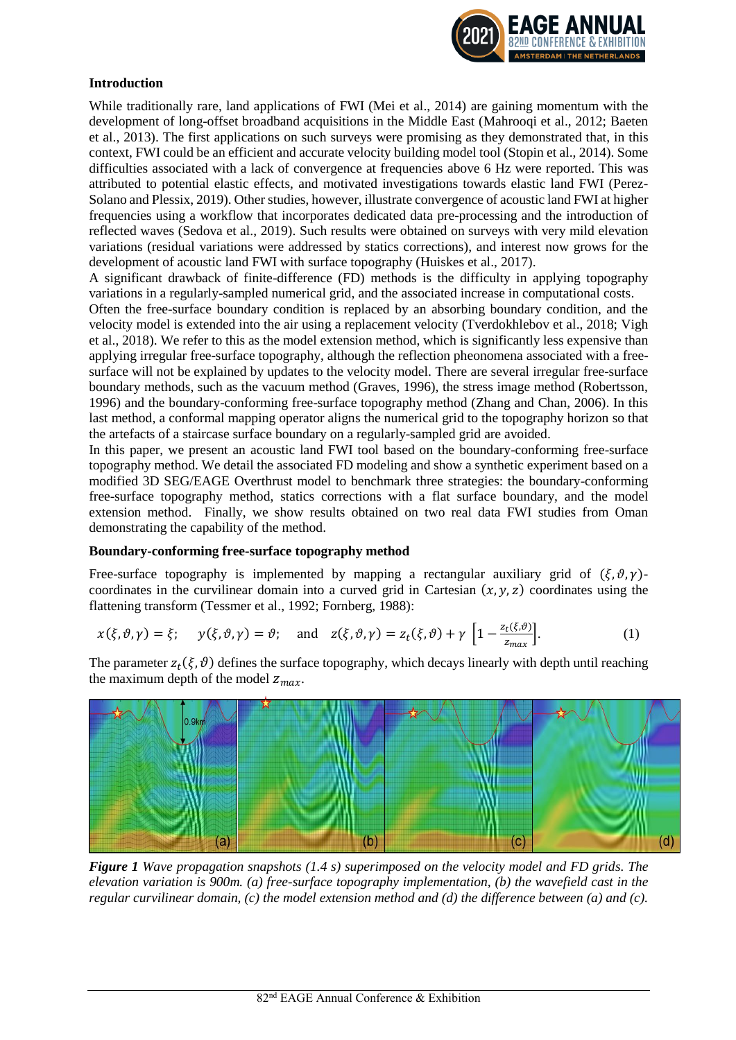## Introduction

While traditionally rare, land applications of FWI (Mei et al., 2014) are gaining momentum with the development of long-offset broadband acquisitions in the Middle East (Mahrooqi et al., 2012; Baeten et al., 2013). The first applications on such surveys were promising as they demonstrated that, in this context, FWI could be an efficient and accurate velocity building model tool (Stopin et al., 2014). Some difficulties associated with a lack of convergence at frequencies above 6 Hz were reported. This was attributed to potential elastic effects, and motivated investigations towards elastic land FWI (Perez-Solano and Plessix, 2019). Other studies, however, illustrate convergence of acoustic land FWI at higher frequencies using a workflow that incorporates dedicated data pre-processing and the introduction of reflected waves (Sedova et al., 2019). Such results were obtained on surveys with very mild elevation variations (residual variations were addressed by statics corrections), and interest now grows for the development of acoustic land FWI with surface topography (Huiskes et al., 2017).

A significant drawback of finite-difference (FD) methods is the difficulty in applying topography variations in a regularly-sampled numerical grid, and the associated increase in computational costs.

Often the free-surface boundary condition is replaced by an absorbing boundary condition, and the velocity model is extended into the air using a replacement velocity (Tverdokhlebov et al., 2018; Vigh et al., 2018). We refer to this as the model extension method, which is significantly less expensive than applying irregular free-surface topography, although the reflection pheonomena associated with a free-surface will not be explained by updates to the velocity model. There are several irregular free-surface boundary methods, such as the vacuum method (Graves, 1996), the stress image method (Robertsson, 1996) and the boundary-conforming free-surface topography method (Zhang and Chan, 2006). In this last method, a conformal mapping operator aligns the numerical grid to the topography horizon so that the artefacts of a staircase surface boundary on a regularly-sampled grid are avoided.

In this paper, we present an acoustic land FWI tool based on the boundary-conforming free-surface topography method. We detail the associated FD modeling and show a synthetic experiment based on a modified 3D SEG/EAGE Overthrust model to benchmark three strategies: the boundary-conforming free-surface topography method, statics corrections with a flat surface boundary, and the model extension method. Finally, we show results obtained on two real data FWI studies from Oman demonstrating the capability of the method.

## Boundary-conforming free-surface topography method

Free-surface topography is implemented by mapping a rectangular auxiliary grid of $(\xi, \vartheta, \gamma)$-coordinates in the curvilinear domain into a curved grid in Cartesian $(x, y, z)$ coordinates using the flattening transform (Tessmer et al., 1992; Fornberg, 1988):

$$x(\xi, \vartheta, \gamma) = \xi; \quad y(\xi, \vartheta, \gamma) = \vartheta; \quad \text{and} \quad z(\xi, \vartheta, \gamma) = z_t(\xi, \vartheta) + \gamma \left[1 - \frac{z_t(\xi, \vartheta)}{z_{max}}\right]. \tag{1}$$

The parameter $z_t(\xi, \vartheta)$ defines the surface topography, which decays linearly with depth until reaching the maximum depth of the model $z_{max}$.

***Figure 1*** *Wave propagation snapshots (1.4 s) superimposed on the velocity model and FD grids. The elevation variation is 900m. (a) free-surface topography implementation, (b) the wavefield cast in the regular curvilinear domain, (c) the model extension method and (d) the difference between (a) and (c).*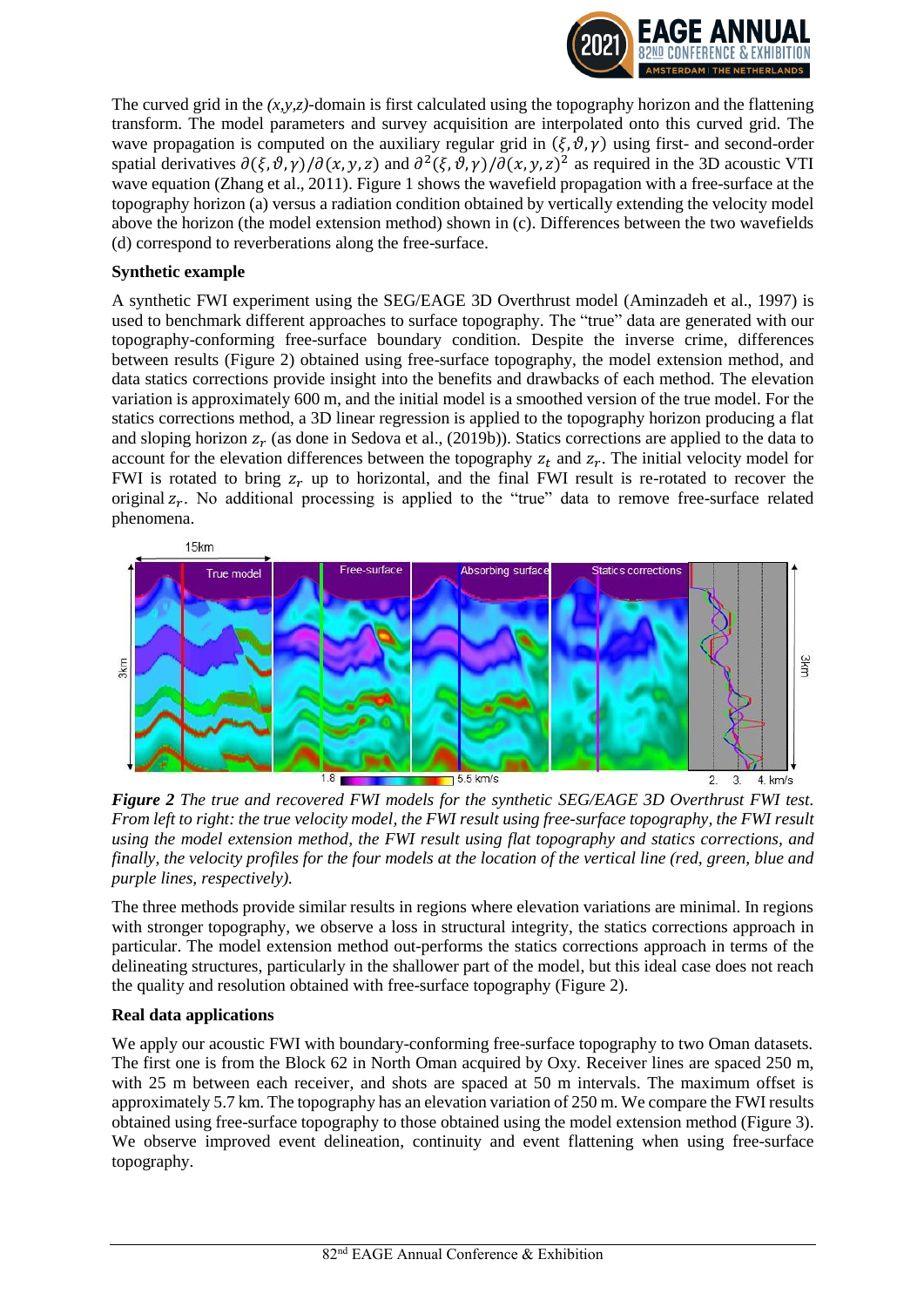The curved grid in the *(x,y,z)*-domain is first calculated using the topography horizon and the flattening transform. The model parameters and survey acquisition are interpolated onto this curved grid. The wave propagation is computed on the auxiliary regular grid in $(\xi, \vartheta, \gamma)$ using first- and second-order spatial derivatives $\partial(\xi, \vartheta, \gamma)/\partial(x, y, z)$ and $\partial^2(\xi, \vartheta, \gamma)/\partial(x, y, z)^2$ as required in the 3D acoustic VTI wave equation (Zhang et al., 2011). Figure 1 shows the wavefield propagation with a free-surface at the topography horizon (a) versus a radiation condition obtained by vertically extending the velocity model above the horizon (the model extension method) shown in (c). Differences between the two wavefields (d) correspond to reverberations along the free-surface.

**Synthetic example**

A synthetic FWI experiment using the SEG/EAGE 3D Overthrust model (Aminzadeh et al., 1997) is used to benchmark different approaches to surface topography. The "true" data are generated with our topography-conforming free-surface boundary condition. Despite the inverse crime, differences between results (Figure 2) obtained using free-surface topography, the model extension method, and data statics corrections provide insight into the benefits and drawbacks of each method. The elevation variation is approximately 600 m, and the initial model is a smoothed version of the true model. For the statics corrections method, a 3D linear regression is applied to the topography horizon producing a flat and sloping horizon $z_r$ (as done in Sedova et al., (2019b)). Statics corrections are applied to the data to account for the elevation differences between the topography $z_t$ and $z_r$. The initial velocity model for FWI is rotated to bring $z_r$ up to horizontal, and the final FWI result is re-rotated to recover the original $z_r$. No additional processing is applied to the "true" data to remove free-surface related phenomena.

*Figure 2 The true and recovered FWI models for the synthetic SEG/EAGE 3D Overthrust FWI test. From left to right: the true velocity model, the FWI result using free-surface topography, the FWI result using the model extension method, the FWI result using flat topography and statics corrections, and finally, the velocity profiles for the four models at the location of the vertical line (red, green, blue and purple lines, respectively).*

The three methods provide similar results in regions where elevation variations are minimal. In regions with stronger topography, we observe a loss in structural integrity, the statics corrections approach in particular. The model extension method out-performs the statics corrections approach in terms of the delineating structures, particularly in the shallower part of the model, but this ideal case does not reach the quality and resolution obtained with free-surface topography (Figure 2).

**Real data applications**

We apply our acoustic FWI with boundary-conforming free-surface topography to two Oman datasets. The first one is from the Block 62 in North Oman acquired by Oxy. Receiver lines are spaced 250 m, with 25 m between each receiver, and shots are spaced at 50 m intervals. The maximum offset is approximately 5.7 km. The topography has an elevation variation of 250 m. We compare the FWI results obtained using free-surface topography to those obtained using the model extension method (Figure 3). We observe improved event delineation, continuity and event flattening when using free-surface topography.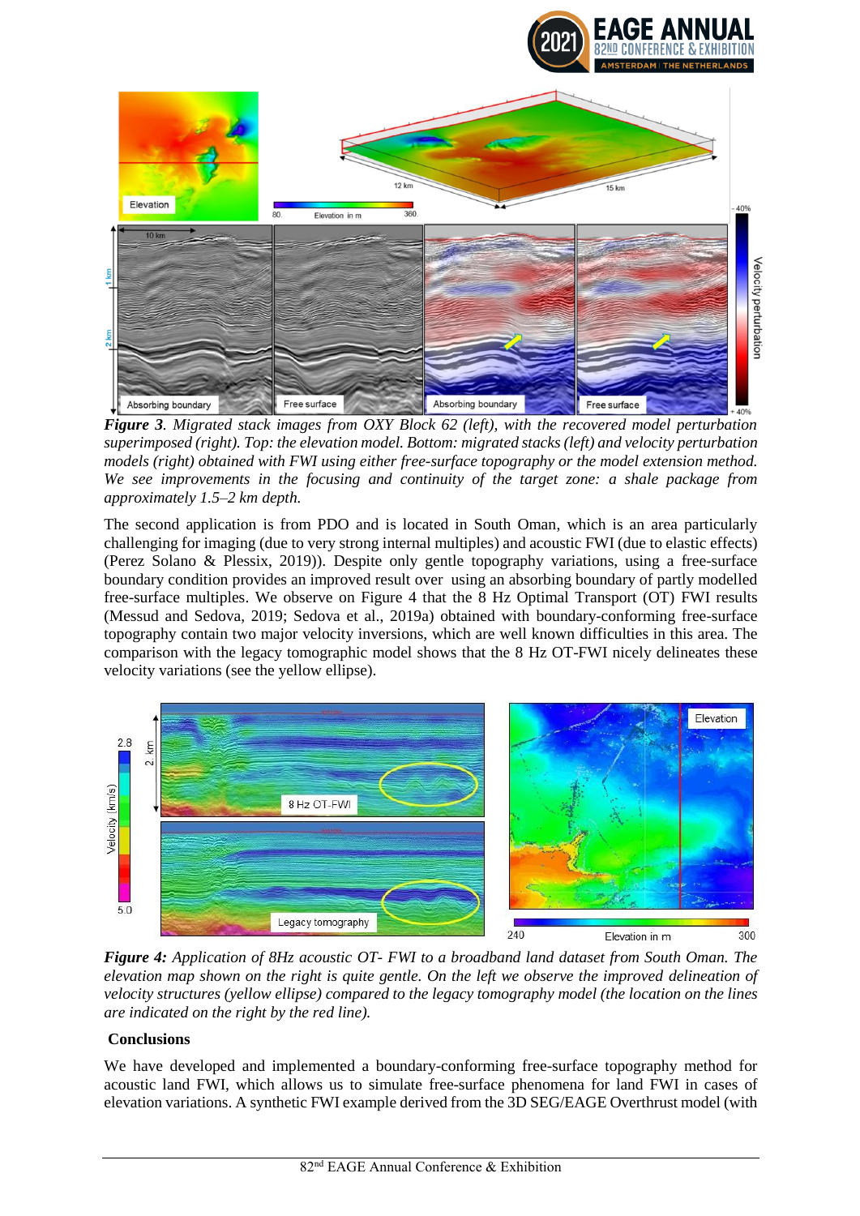***Figure 3**. Migrated stack images from OXY Block 62 (left), with the recovered model perturbation superimposed (right). Top: the elevation model. Bottom: migrated stacks (left) and velocity perturbation models (right) obtained with FWI using either free-surface topography or the model extension method. We see improvements in the focusing and continuity of the target zone: a shale package from approximately 1.5–2 km depth.*

The second application is from PDO and is located in South Oman, which is an area particularly challenging for imaging (due to very strong internal multiples) and acoustic FWI (due to elastic effects) (Perez Solano & Plessix, 2019)). Despite only gentle topography variations, using a free-surface boundary condition provides an improved result over using an absorbing boundary of partly modelled free-surface multiples. We observe on Figure 4 that the 8 Hz Optimal Transport (OT) FWI results (Messud and Sedova, 2019; Sedova et al., 2019a) obtained with boundary-conforming free-surface topography contain two major velocity inversions, which are well known difficulties in this area. The comparison with the legacy tomographic model shows that the 8 Hz OT-FWI nicely delineates these velocity variations (see the yellow ellipse).

***Figure 4:** Application of 8Hz acoustic OT- FWI to a broadband land dataset from South Oman. The elevation map shown on the right is quite gentle. On the left we observe the improved delineation of velocity structures (yellow ellipse) compared to the legacy tomography model (the location on the lines are indicated on the right by the red line).*

## Conclusions

We have developed and implemented a boundary-conforming free-surface topography method for acoustic land FWI, which allows us to simulate free-surface phenomena for land FWI in cases of elevation variations. A synthetic FWI example derived from the 3D SEG/EAGE Overthrust model (with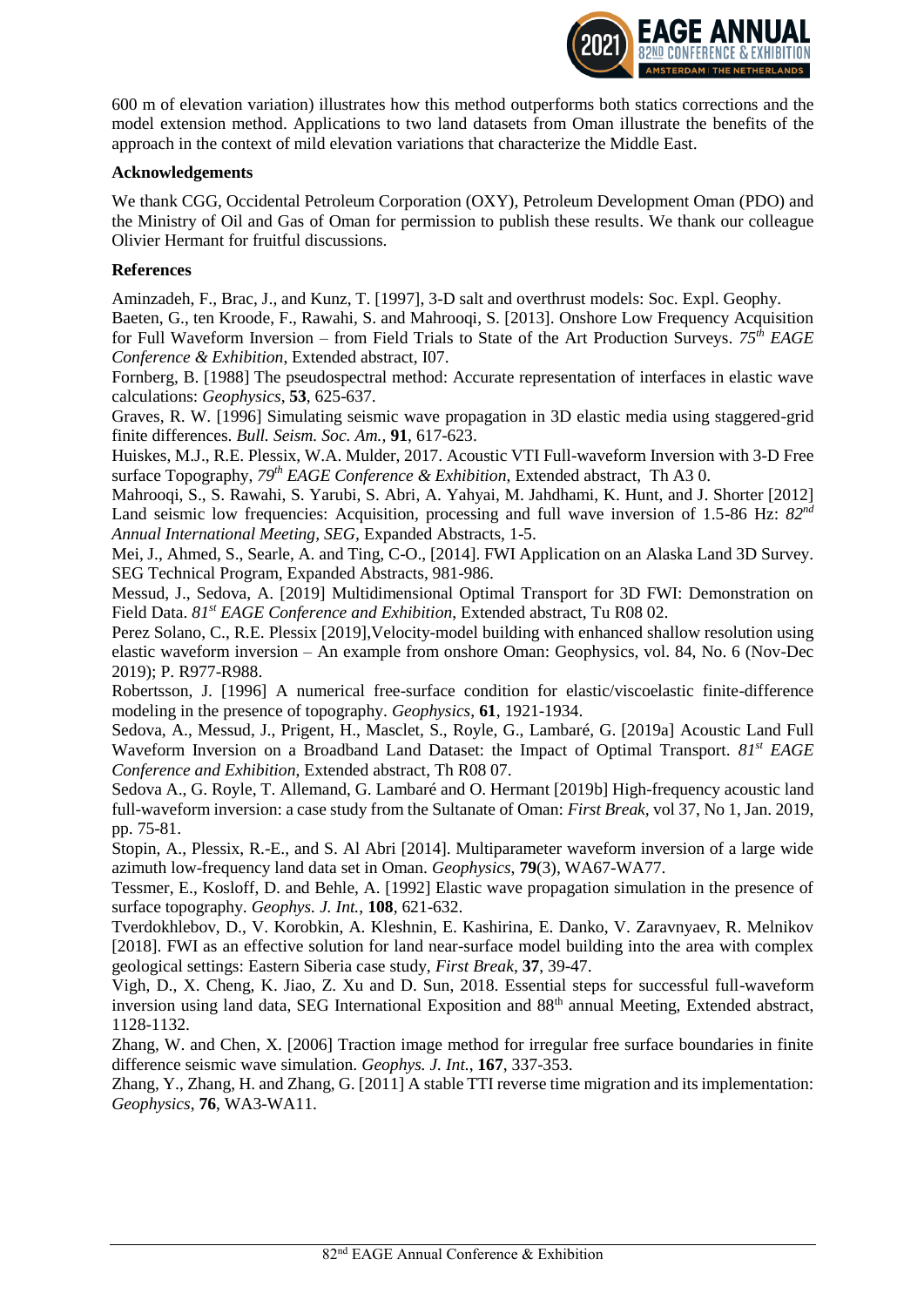600 m of elevation variation) illustrates how this method outperforms both statics corrections and the model extension method. Applications to two land datasets from Oman illustrate the benefits of the approach in the context of mild elevation variations that characterize the Middle East.

**Acknowledgements**

We thank CGG, Occidental Petroleum Corporation (OXY), Petroleum Development Oman (PDO) and the Ministry of Oil and Gas of Oman for permission to publish these results. We thank our colleague Olivier Hermant for fruitful discussions.

**References**

Aminzadeh, F., Brac, J., and Kunz, T. [1997], 3-D salt and overthrust models: Soc. Expl. Geophy.

Baeten, G., ten Kroode, F., Rawahi, S. and Mahrooqi, S. [2013]. Onshore Low Frequency Acquisition for Full Waveform Inversion – from Field Trials to State of the Art Production Surveys. *75th EAGE Conference & Exhibition*, Extended abstract, I07.

Fornberg, B. [1988] The pseudospectral method: Accurate representation of interfaces in elastic wave calculations: *Geophysics*, **53**, 625-637.

Graves, R. W. [1996] Simulating seismic wave propagation in 3D elastic media using staggered-grid finite differences. *Bull. Seism. Soc. Am.*, **91**, 617-623.

Huiskes, M.J., R.E. Plessix, W.A. Mulder, 2017. Acoustic VTI Full-waveform Inversion with 3-D Free surface Topography, *79th EAGE Conference & Exhibition*, Extended abstract, Th A3 0.

Mahrooqi, S., S. Rawahi, S. Yarubi, S. Abri, A. Yahyai, M. Jahdhami, K. Hunt, and J. Shorter [2012] Land seismic low frequencies: Acquisition, processing and full wave inversion of 1.5-86 Hz: *82nd Annual International Meeting, SEG*, Expanded Abstracts, 1-5.

Mei, J., Ahmed, S., Searle, A. and Ting, C-O., [2014]. FWI Application on an Alaska Land 3D Survey. SEG Technical Program, Expanded Abstracts, 981-986.

Messud, J., Sedova, A. [2019] Multidimensional Optimal Transport for 3D FWI: Demonstration on Field Data. *81st EAGE Conference and Exhibition*, Extended abstract, Tu R08 02.

Perez Solano, C., R.E. Plessix [2019],Velocity-model building with enhanced shallow resolution using elastic waveform inversion – An example from onshore Oman: Geophysics, vol. 84, No. 6 (Nov-Dec 2019); P. R977-R988.

Robertsson, J. [1996] A numerical free-surface condition for elastic/viscoelastic finite-difference modeling in the presence of topography. *Geophysics*, **61**, 1921-1934.

Sedova, A., Messud, J., Prigent, H., Masclet, S., Royle, G., Lambaré, G. [2019a] Acoustic Land Full Waveform Inversion on a Broadband Land Dataset: the Impact of Optimal Transport. *81st EAGE Conference and Exhibition*, Extended abstract, Th R08 07.

Sedova A., G. Royle, T. Allemand, G. Lambaré and O. Hermant [2019b] High-frequency acoustic land full-waveform inversion: a case study from the Sultanate of Oman: *First Break*, vol 37, No 1, Jan. 2019, pp. 75-81.

Stopin, A., Plessix, R.-E., and S. Al Abri [2014]. Multiparameter waveform inversion of a large wide azimuth low-frequency land data set in Oman. *Geophysics*, **79**(3), WA67-WA77.

Tessmer, E., Kosloff, D. and Behle, A. [1992] Elastic wave propagation simulation in the presence of surface topography. *Geophys. J. Int.*, **108**, 621-632.

Tverdokhlebov, D., V. Korobkin, A. Kleshnin, E. Kashirina, E. Danko, V. Zaravnyaev, R. Melnikov [2018]. FWI as an effective solution for land near-surface model building into the area with complex geological settings: Eastern Siberia case study, *First Break*, **37**, 39-47.

Vigh, D., X. Cheng, K. Jiao, Z. Xu and D. Sun, 2018. Essential steps for successful full-waveform inversion using land data, SEG International Exposition and 88th annual Meeting, Extended abstract, 1128-1132.

Zhang, W. and Chen, X. [2006] Traction image method for irregular free surface boundaries in finite difference seismic wave simulation. *Geophys. J. Int.*, **167**, 337-353.

Zhang, Y., Zhang, H. and Zhang, G. [2011] A stable TTI reverse time migration and its implementation: *Geophysics*, **76**, WA3-WA11.